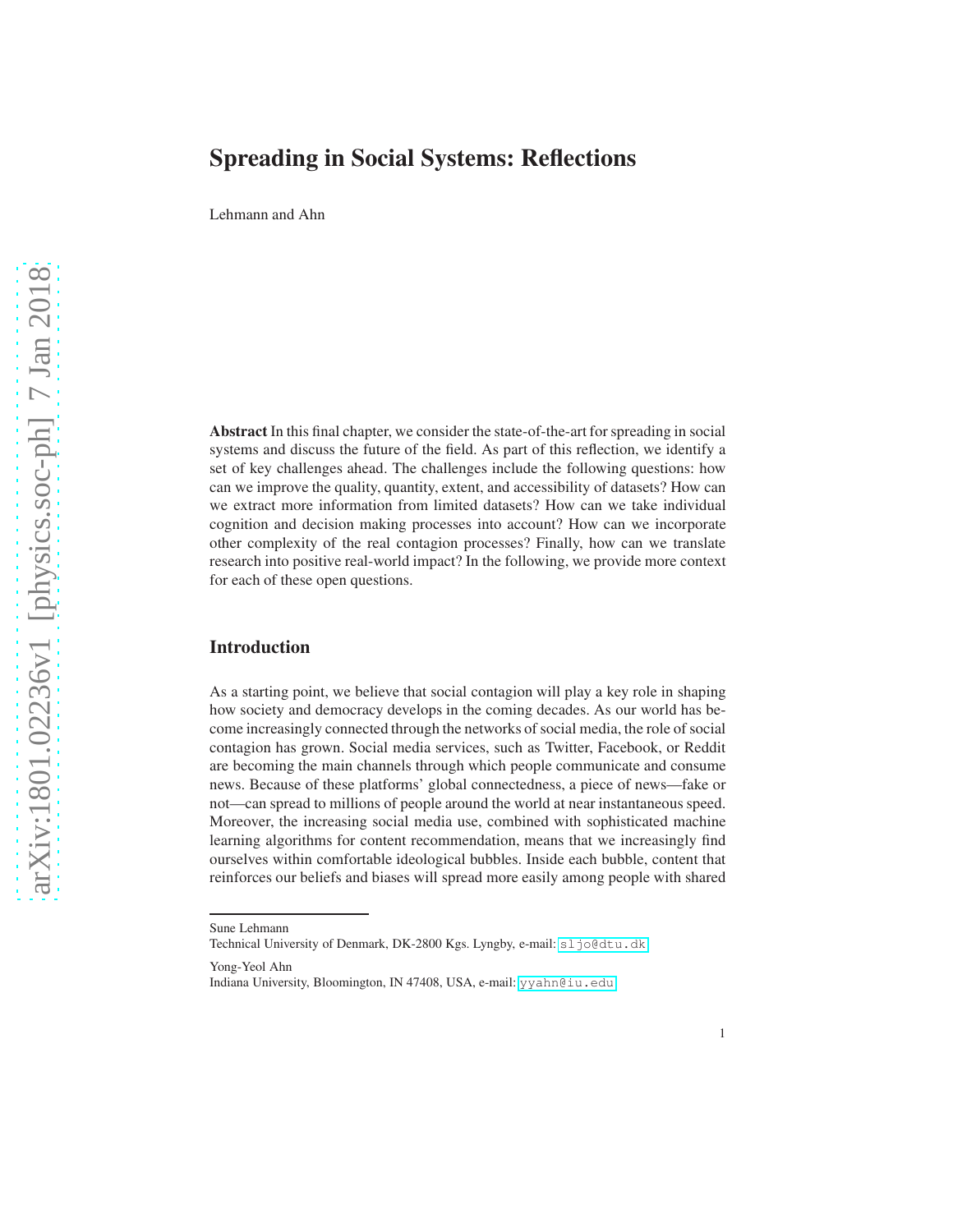# Spreading in Social Systems: Reflections

Lehmann and Ahn

**Abstract** In this final chapter, we consider the state-of-the-art for spreading in social systems and discuss the future of the field. As part of this reflection, we identify a set of key challenges ahead. The challenges include the following questions: how can we improve the quality, quantity, extent, and accessibility of datasets? How can we extract more information from limited datasets? How can we take individual cognition and decision making processes into account? How can we incorporate other complexity of the real contagion processes? Finally, how can we translate research into positive real-world impact? In the following, we provide more context for each of these open questions.

## Introduction

As a starting point, we believe that social contagion will play a key role in shaping how society and democracy develops in the coming decades. As our world has become increasingly connected through the networks of social media, the role of social contagion has grown. Social media services, such as Twitter, Facebook, or Reddit are becoming the main channels through which people communicate and consume news. Because of these platforms' global connectedness, a piece of news—fake or not—can spread to millions of people around the world at near instantaneous speed. Moreover, the increasing social media use, combined with sophisticated machine learning algorithms for content recommendation, means that we increasingly find ourselves within comfortable ideological bubbles. Inside each bubble, content that reinforces our beliefs and biases will spread more easily among people with shared

---

Sune Lehmann
Technical University of Denmark, DK-2800 Kgs. Lyngby, e-mail: sljo@dtu.dk

Yong-Yeol Ahn
Indiana University, Bloomington, IN 47408, USA, e-mail: yyahn@iu.edu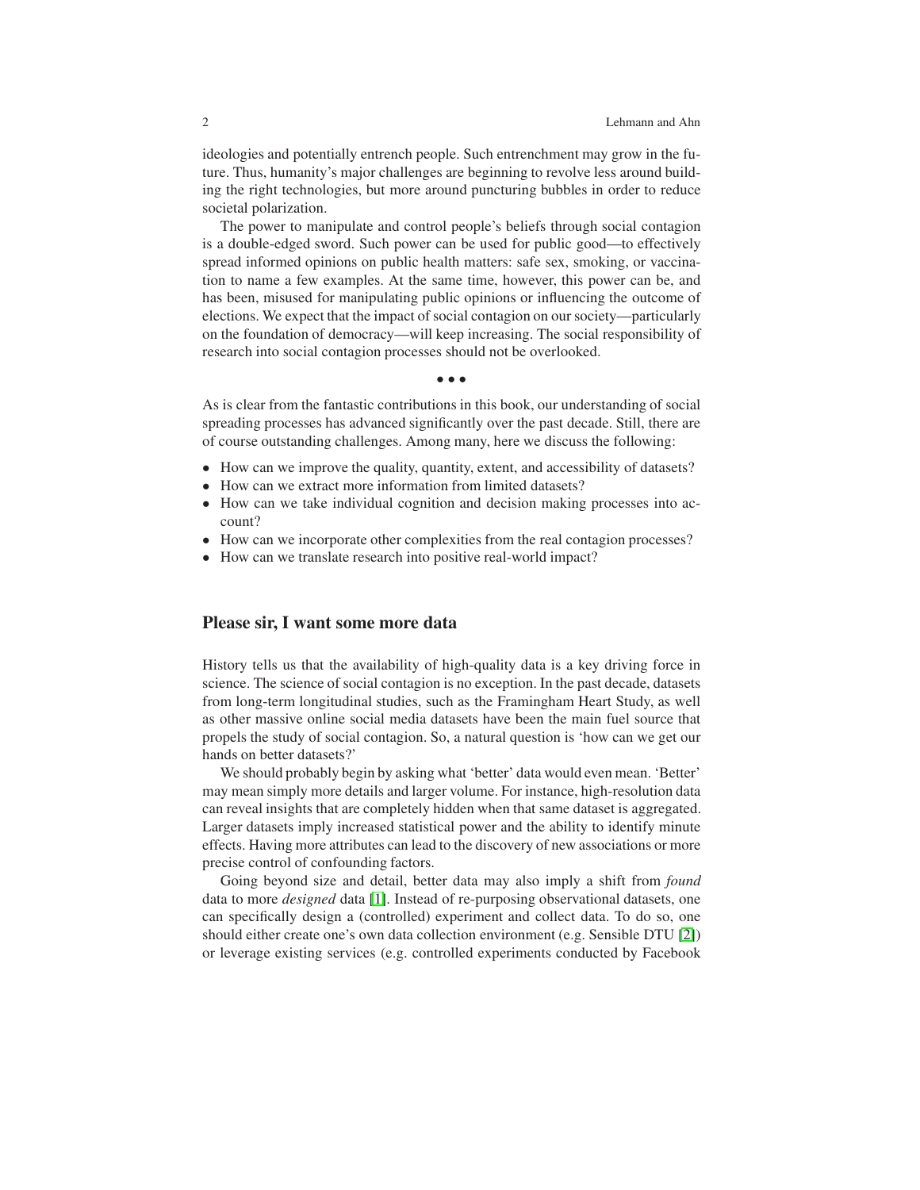ideologies and potentially entrench people. Such entrenchment may grow in the future. Thus, humanity's major challenges are beginning to revolve less around building the right technologies, but more around puncturing bubbles in order to reduce societal polarization.

The power to manipulate and control people's beliefs through social contagion is a double-edged sword. Such power can be used for public good—to effectively spread informed opinions on public health matters: safe sex, smoking, or vaccination to name a few examples. At the same time, however, this power can be, and has been, misused for manipulating public opinions or influencing the outcome of elections. We expect that the impact of social contagion on our society—particularly on the foundation of democracy—will keep increasing. The social responsibility of research into social contagion processes should not be overlooked.

• • •

As is clear from the fantastic contributions in this book, our understanding of social spreading processes has advanced significantly over the past decade. Still, there are of course outstanding challenges. Among many, here we discuss the following:

- How can we improve the quality, quantity, extent, and accessibility of datasets?
- How can we extract more information from limited datasets?
- How can we take individual cognition and decision making processes into account?
- How can we incorporate other complexities from the real contagion processes?
- How can we translate research into positive real-world impact?

## Please sir, I want some more data

History tells us that the availability of high-quality data is a key driving force in science. The science of social contagion is no exception. In the past decade, datasets from long-term longitudinal studies, such as the Framingham Heart Study, as well as other massive online social media datasets have been the main fuel source that propels the study of social contagion. So, a natural question is 'how can we get our hands on better datasets?'

We should probably begin by asking what 'better' data would even mean. 'Better' may mean simply more details and larger volume. For instance, high-resolution data can reveal insights that are completely hidden when that same dataset is aggregated. Larger datasets imply increased statistical power and the ability to identify minute effects. Having more attributes can lead to the discovery of new associations or more precise control of confounding factors.

Going beyond size and detail, better data may also imply a shift from *found* data to more *designed* data [1]. Instead of re-purposing observational datasets, one can specifically design a (controlled) experiment and collect data. To do so, one should either create one's own data collection environment (e.g. Sensible DTU [2]) or leverage existing services (e.g. controlled experiments conducted by Facebook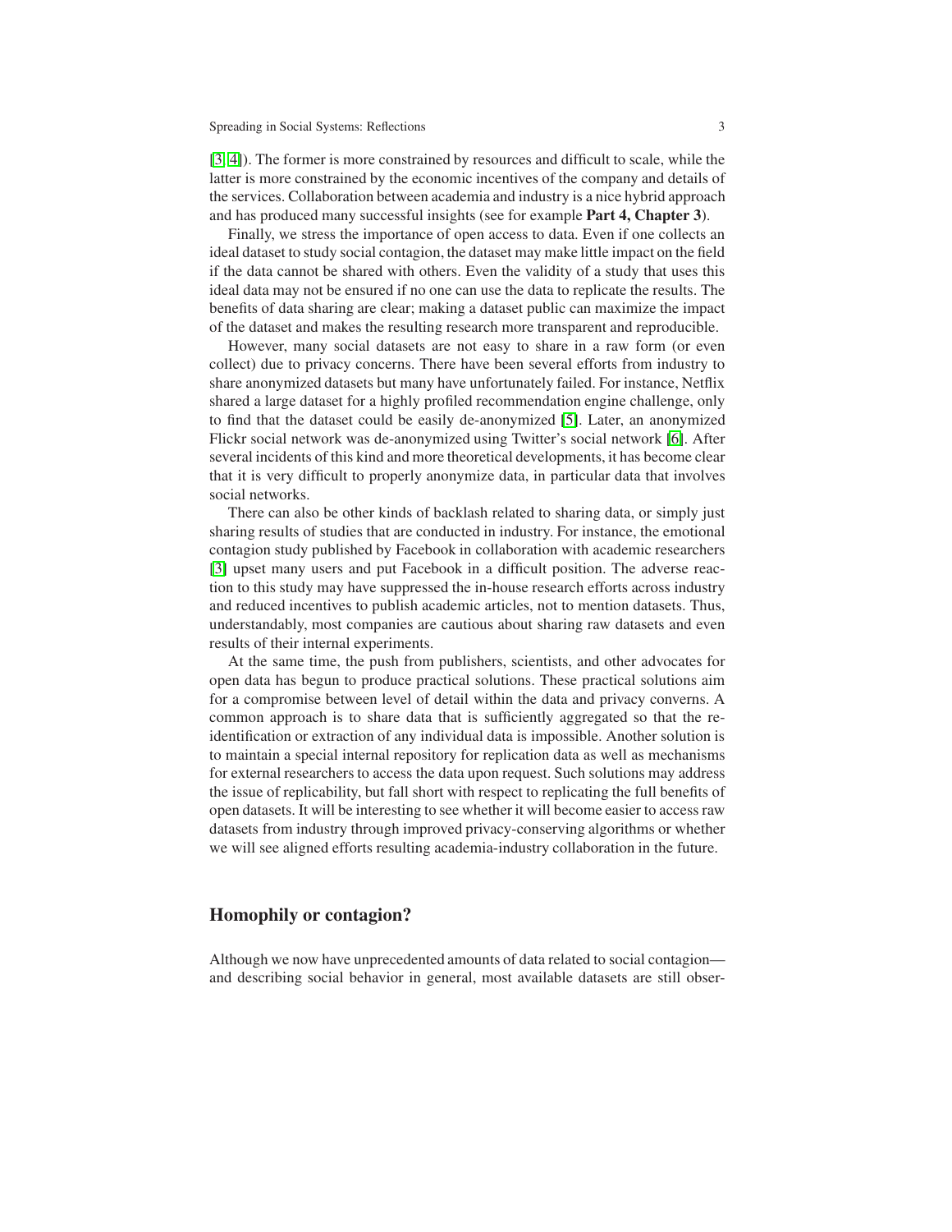[3, 4]). The former is more constrained by resources and difficult to scale, while the latter is more constrained by the economic incentives of the company and details of the services. Collaboration between academia and industry is a nice hybrid approach and has produced many successful insights (see for example **Part 4, Chapter 3**).

Finally, we stress the importance of open access to data. Even if one collects an ideal dataset to study social contagion, the dataset may make little impact on the field if the data cannot be shared with others. Even the validity of a study that uses this ideal data may not be ensured if no one can use the data to replicate the results. The benefits of data sharing are clear; making a dataset public can maximize the impact of the dataset and makes the resulting research more transparent and reproducible.

However, many social datasets are not easy to share in a raw form (or even collect) due to privacy concerns. There have been several efforts from industry to share anonymized datasets but many have unfortunately failed. For instance, Netflix shared a large dataset for a highly profiled recommendation engine challenge, only to find that the dataset could be easily de-anonymized [5]. Later, an anonymized Flickr social network was de-anonymized using Twitter's social network [6]. After several incidents of this kind and more theoretical developments, it has become clear that it is very difficult to properly anonymize data, in particular data that involves social networks.

There can also be other kinds of backlash related to sharing data, or simply just sharing results of studies that are conducted in industry. For instance, the emotional contagion study published by Facebook in collaboration with academic researchers [3] upset many users and put Facebook in a difficult position. The adverse reaction to this study may have suppressed the in-house research efforts across industry and reduced incentives to publish academic articles, not to mention datasets. Thus, understandably, most companies are cautious about sharing raw datasets and even results of their internal experiments.

At the same time, the push from publishers, scientists, and other advocates for open data has begun to produce practical solutions. These practical solutions aim for a compromise between level of detail within the data and privacy converns. A common approach is to share data that is sufficiently aggregated so that the re-identification or extraction of any individual data is impossible. Another solution is to maintain a special internal repository for replication data as well as mechanisms for external researchers to access the data upon request. Such solutions may address the issue of replicability, but fall short with respect to replicating the full benefits of open datasets. It will be interesting to see whether it will become easier to access raw datasets from industry through improved privacy-conserving algorithms or whether we will see aligned efforts resulting academia-industry collaboration in the future.

## Homophily or contagion?

Although we now have unprecedented amounts of data related to social contagion—and describing social behavior in general, most available datasets are still obser-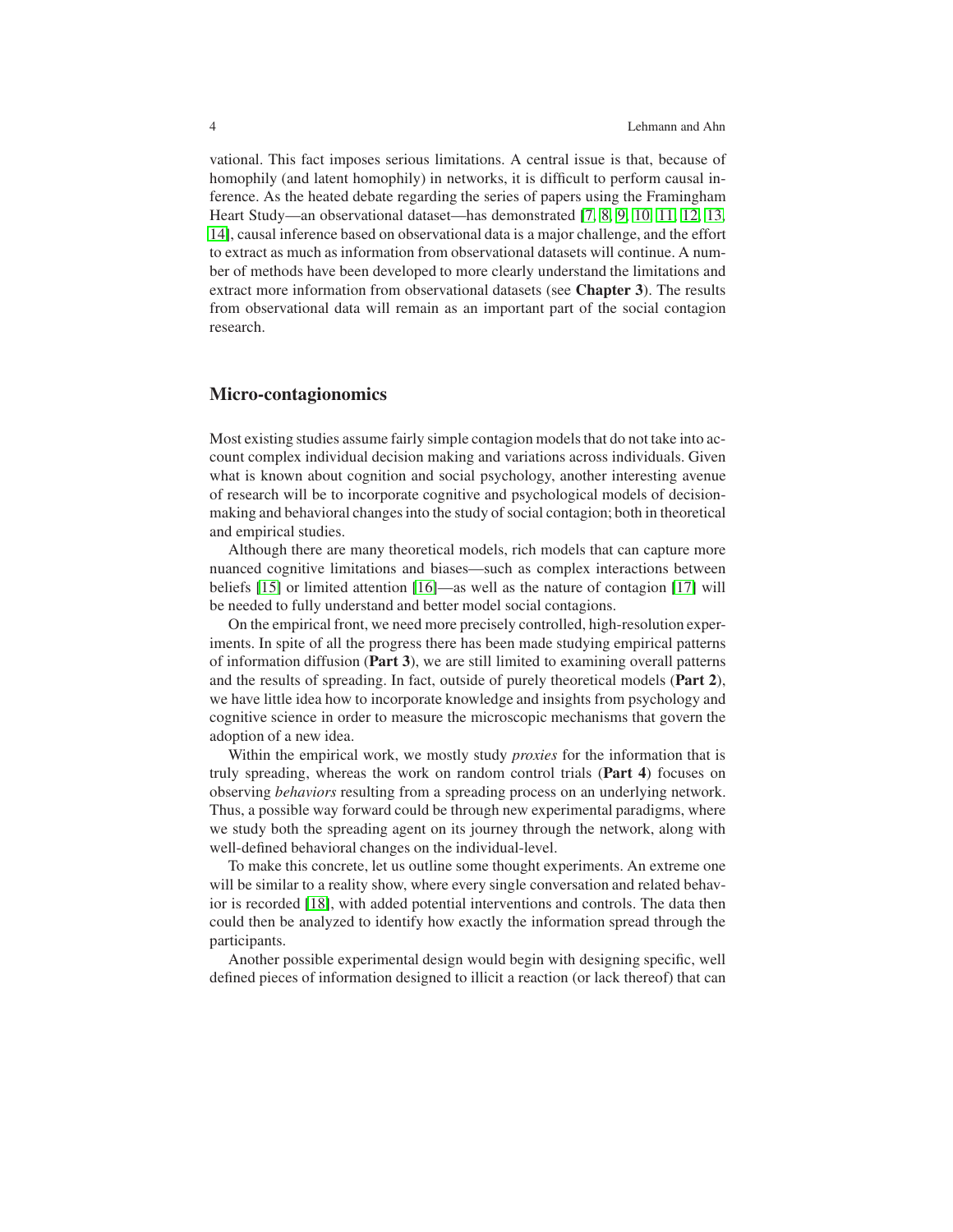vational. This fact imposes serious limitations. A central issue is that, because of homophily (and latent homophily) in networks, it is difficult to perform causal inference. As the heated debate regarding the series of papers using the Framingham Heart Study—an observational dataset—has demonstrated [7, 8, 9, 10, 11, 12, 13, 14], causal inference based on observational data is a major challenge, and the effort to extract as much as information from observational datasets will continue. A number of methods have been developed to more clearly understand the limitations and extract more information from observational datasets (see **Chapter 3**). The results from observational data will remain as an important part of the social contagion research.

## Micro-contagionomics

Most existing studies assume fairly simple contagion models that do not take into account complex individual decision making and variations across individuals. Given what is known about cognition and social psychology, another interesting avenue of research will be to incorporate cognitive and psychological models of decision-making and behavioral changes into the study of social contagion; both in theoretical and empirical studies.

Although there are many theoretical models, rich models that can capture more nuanced cognitive limitations and biases—such as complex interactions between beliefs [15] or limited attention [16]—as well as the nature of contagion [17] will be needed to fully understand and better model social contagions.

On the empirical front, we need more precisely controlled, high-resolution experiments. In spite of all the progress there has been made studying empirical patterns of information diffusion (**Part 3**), we are still limited to examining overall patterns and the results of spreading. In fact, outside of purely theoretical models (**Part 2**), we have little idea how to incorporate knowledge and insights from psychology and cognitive science in order to measure the microscopic mechanisms that govern the adoption of a new idea.

Within the empirical work, we mostly study *proxies* for the information that is truly spreading, whereas the work on random control trials (**Part 4**) focuses on observing *behaviors* resulting from a spreading process on an underlying network. Thus, a possible way forward could be through new experimental paradigms, where we study both the spreading agent on its journey through the network, along with well-defined behavioral changes on the individual-level.

To make this concrete, let us outline some thought experiments. An extreme one will be similar to a reality show, where every single conversation and related behavior is recorded [18], with added potential interventions and controls. The data then could then be analyzed to identify how exactly the information spread through the participants.

Another possible experimental design would begin with designing specific, well defined pieces of information designed to illicit a reaction (or lack thereof) that can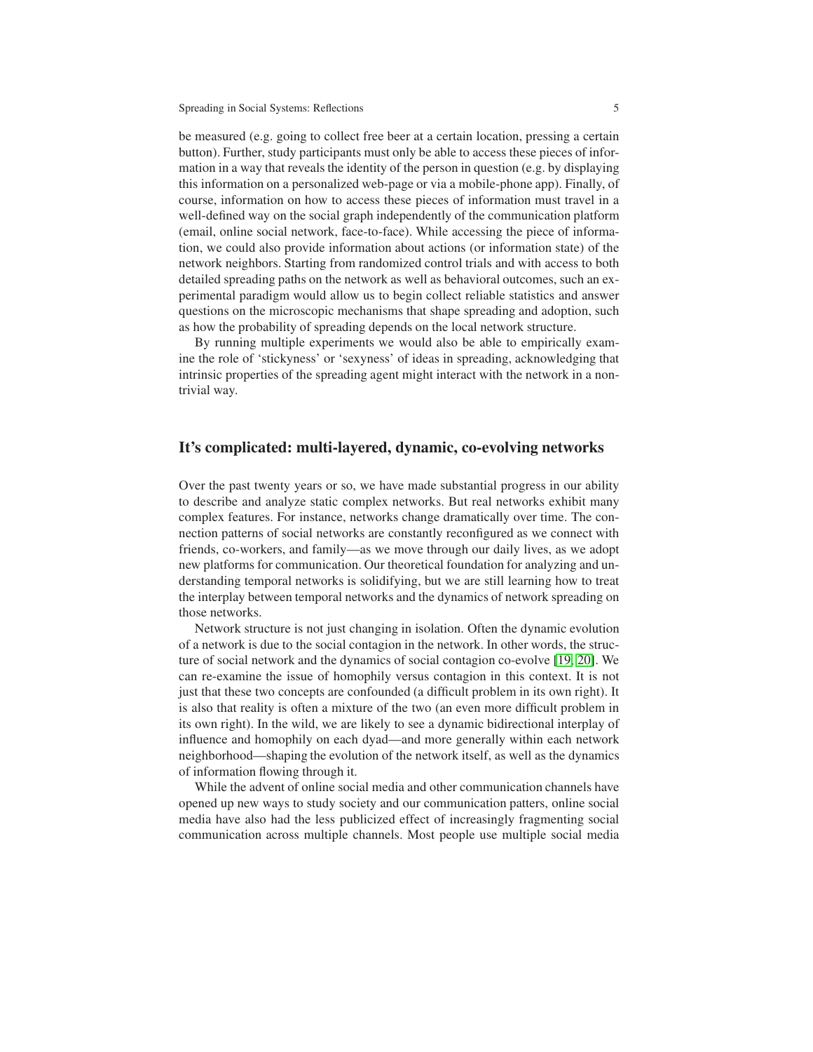be measured (e.g. going to collect free beer at a certain location, pressing a certain button). Further, study participants must only be able to access these pieces of information in a way that reveals the identity of the person in question (e.g. by displaying this information on a personalized web-page or via a mobile-phone app). Finally, of course, information on how to access these pieces of information must travel in a well-defined way on the social graph independently of the communication platform (email, online social network, face-to-face). While accessing the piece of information, we could also provide information about actions (or information state) of the network neighbors. Starting from randomized control trials and with access to both detailed spreading paths on the network as well as behavioral outcomes, such an experimental paradigm would allow us to begin collect reliable statistics and answer questions on the microscopic mechanisms that shape spreading and adoption, such as how the probability of spreading depends on the local network structure.

By running multiple experiments we would also be able to empirically examine the role of 'stickyness' or 'sexyness' of ideas in spreading, acknowledging that intrinsic properties of the spreading agent might interact with the network in a non-trivial way.

## It's complicated: multi-layered, dynamic, co-evolving networks

Over the past twenty years or so, we have made substantial progress in our ability to describe and analyze static complex networks. But real networks exhibit many complex features. For instance, networks change dramatically over time. The connection patterns of social networks are constantly reconfigured as we connect with friends, co-workers, and family—as we move through our daily lives, as we adopt new platforms for communication. Our theoretical foundation for analyzing and understanding temporal networks is solidifying, but we are still learning how to treat the interplay between temporal networks and the dynamics of network spreading on those networks.

Network structure is not just changing in isolation. Often the dynamic evolution of a network is due to the social contagion in the network. In other words, the structure of social network and the dynamics of social contagion co-evolve [19, 20]. We can re-examine the issue of homophily versus contagion in this context. It is not just that these two concepts are confounded (a difficult problem in its own right). It is also that reality is often a mixture of the two (an even more difficult problem in its own right). In the wild, we are likely to see a dynamic bidirectional interplay of influence and homophily on each dyad—and more generally within each network neighborhood—shaping the evolution of the network itself, as well as the dynamics of information flowing through it.

While the advent of online social media and other communication channels have opened up new ways to study society and our communication patters, online social media have also had the less publicized effect of increasingly fragmenting social communication across multiple channels. Most people use multiple social media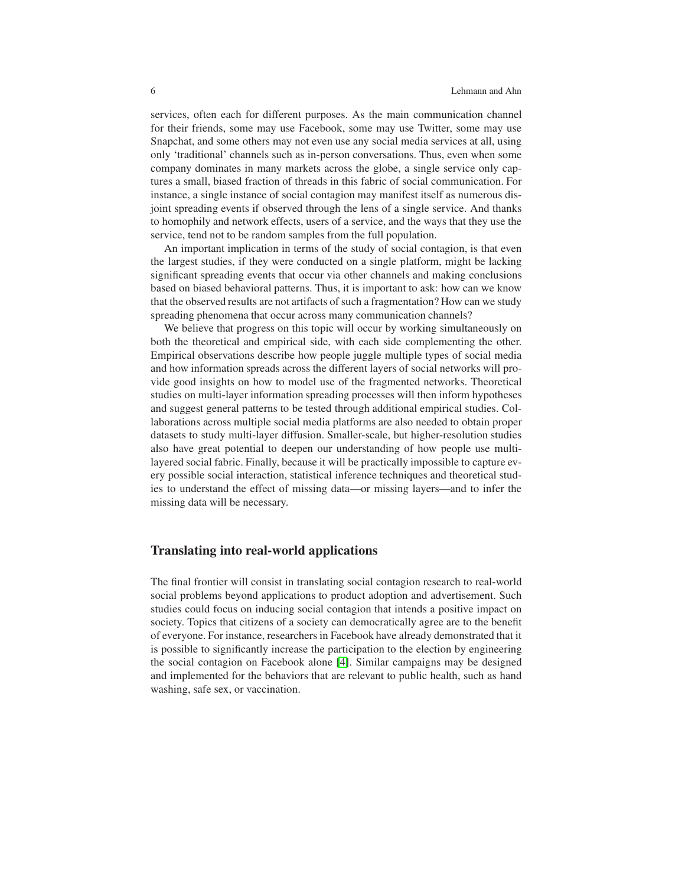services, often each for different purposes. As the main communication channel for their friends, some may use Facebook, some may use Twitter, some may use Snapchat, and some others may not even use any social media services at all, using only 'traditional' channels such as in-person conversations. Thus, even when some company dominates in many markets across the globe, a single service only captures a small, biased fraction of threads in this fabric of social communication. For instance, a single instance of social contagion may manifest itself as numerous disjoint spreading events if observed through the lens of a single service. And thanks to homophily and network effects, users of a service, and the ways that they use the service, tend not to be random samples from the full population.

An important implication in terms of the study of social contagion, is that even the largest studies, if they were conducted on a single platform, might be lacking significant spreading events that occur via other channels and making conclusions based on biased behavioral patterns. Thus, it is important to ask: how can we know that the observed results are not artifacts of such a fragmentation? How can we study spreading phenomena that occur across many communication channels?

We believe that progress on this topic will occur by working simultaneously on both the theoretical and empirical side, with each side complementing the other. Empirical observations describe how people juggle multiple types of social media and how information spreads across the different layers of social networks will provide good insights on how to model use of the fragmented networks. Theoretical studies on multi-layer information spreading processes will then inform hypotheses and suggest general patterns to be tested through additional empirical studies. Collaborations across multiple social media platforms are also needed to obtain proper datasets to study multi-layer diffusion. Smaller-scale, but higher-resolution studies also have great potential to deepen our understanding of how people use multi-layered social fabric. Finally, because it will be practically impossible to capture every possible social interaction, statistical inference techniques and theoretical studies to understand the effect of missing data—or missing layers—and to infer the missing data will be necessary.

## Translating into real-world applications

The final frontier will consist in translating social contagion research to real-world social problems beyond applications to product adoption and advertisement. Such studies could focus on inducing social contagion that intends a positive impact on society. Topics that citizens of a society can democratically agree are to the benefit of everyone. For instance, researchers in Facebook have already demonstrated that it is possible to significantly increase the participation to the election by engineering the social contagion on Facebook alone [4]. Similar campaigns may be designed and implemented for the behaviors that are relevant to public health, such as hand washing, safe sex, or vaccination.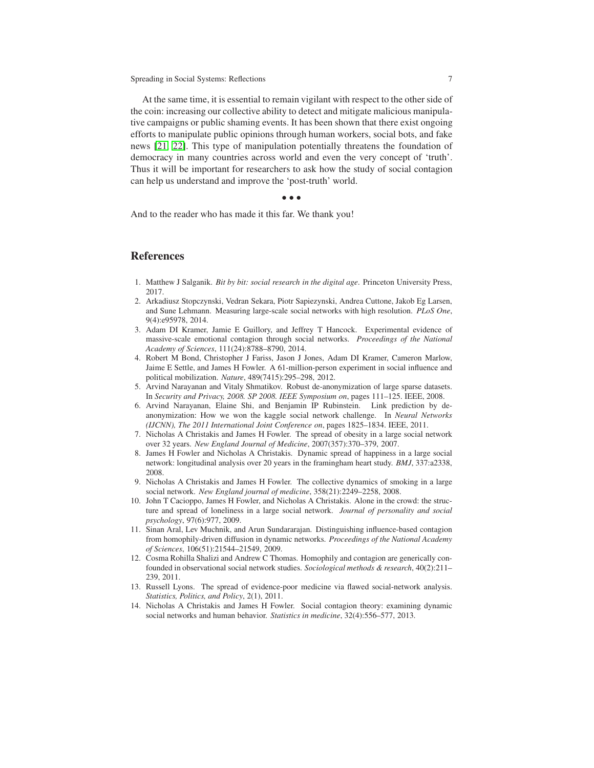At the same time, it is essential to remain vigilant with respect to the other side of the coin: increasing our collective ability to detect and mitigate malicious manipulative campaigns or public shaming events. It has been shown that there exist ongoing efforts to manipulate public opinions through human workers, social bots, and fake news [21, 22]. This type of manipulation potentially threatens the foundation of democracy in many countries across world and even the very concept of 'truth'. Thus it will be important for researchers to ask how the study of social contagion can help us understand and improve the 'post-truth' world.

• • •

And to the reader who has made it this far. We thank you!

## References

1. Matthew J Salganik. *Bit by bit: social research in the digital age*. Princeton University Press, 2017.
2. Arkadiusz Stopczynski, Vedran Sekara, Piotr Sapiezynski, Andrea Cuttone, Jakob Eg Larsen, and Sune Lehmann. Measuring large-scale social networks with high resolution. *PLoS One*, 9(4):e95978, 2014.
3. Adam DI Kramer, Jamie E Guillory, and Jeffrey T Hancock. Experimental evidence of massive-scale emotional contagion through social networks. *Proceedings of the National Academy of Sciences*, 111(24):8788–8790, 2014.
4. Robert M Bond, Christopher J Fariss, Jason J Jones, Adam DI Kramer, Cameron Marlow, Jaime E Settle, and James H Fowler. A 61-million-person experiment in social influence and political mobilization. *Nature*, 489(7415):295–298, 2012.
5. Arvind Narayanan and Vitaly Shmatikov. Robust de-anonymization of large sparse datasets. In *Security and Privacy, 2008. SP 2008. IEEE Symposium on*, pages 111–125. IEEE, 2008.
6. Arvind Narayanan, Elaine Shi, and Benjamin IP Rubinstein. Link prediction by de-anonymization: How we won the kaggle social network challenge. In *Neural Networks (IJCNN), The 2011 International Joint Conference on*, pages 1825–1834. IEEE, 2011.
7. Nicholas A Christakis and James H Fowler. The spread of obesity in a large social network over 32 years. *New England Journal of Medicine*, 2007(357):370–379, 2007.
8. James H Fowler and Nicholas A Christakis. Dynamic spread of happiness in a large social network: longitudinal analysis over 20 years in the framingham heart study. *BMJ*, 337:a2338, 2008.
9. Nicholas A Christakis and James H Fowler. The collective dynamics of smoking in a large social network. *New England journal of medicine*, 358(21):2249–2258, 2008.
10. John T Cacioppo, James H Fowler, and Nicholas A Christakis. Alone in the crowd: the structure and spread of loneliness in a large social network. *Journal of personality and social psychology*, 97(6):977, 2009.
11. Sinan Aral, Lev Muchnik, and Arun Sundararajan. Distinguishing influence-based contagion from homophily-driven diffusion in dynamic networks. *Proceedings of the National Academy of Sciences*, 106(51):21544–21549, 2009.
12. Cosma Rohilla Shalizi and Andrew C Thomas. Homophily and contagion are generically confounded in observational social network studies. *Sociological methods & research*, 40(2):211–239, 2011.
13. Russell Lyons. The spread of evidence-poor medicine via flawed social-network analysis. *Statistics, Politics, and Policy*, 2(1), 2011.
14. Nicholas A Christakis and James H Fowler. Social contagion theory: examining dynamic social networks and human behavior. *Statistics in medicine*, 32(4):556–577, 2013.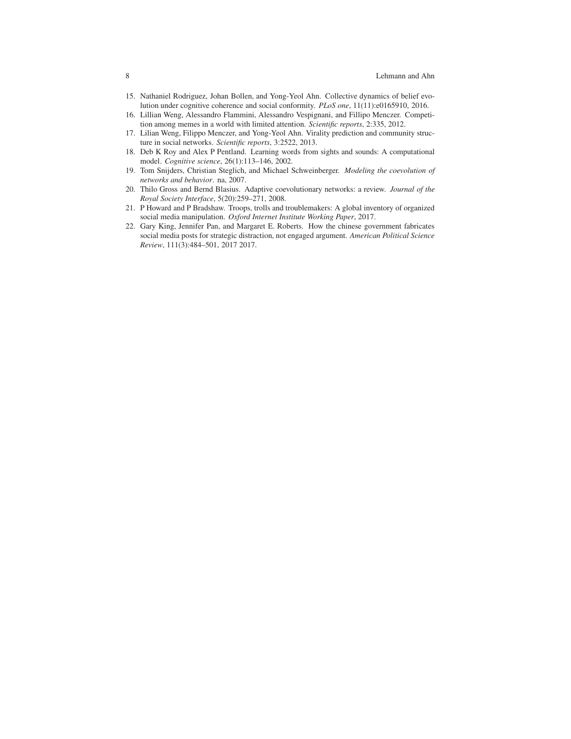15. Nathaniel Rodriguez, Johan Bollen, and Yong-Yeol Ahn. Collective dynamics of belief evolution under cognitive coherence and social conformity. *PLoS one*, 11(11):e0165910, 2016.
16. Lillian Weng, Alessandro Flammini, Alessandro Vespignani, and Fillipo Menczer. Competition among memes in a world with limited attention. *Scientific reports*, 2:335, 2012.
17. Lilian Weng, Filippo Menczer, and Yong-Yeol Ahn. Virality prediction and community structure in social networks. *Scientific reports*, 3:2522, 2013.
18. Deb K Roy and Alex P Pentland. Learning words from sights and sounds: A computational model. *Cognitive science*, 26(1):113–146, 2002.
19. Tom Snijders, Christian Steglich, and Michael Schweinberger. *Modeling the coevolution of networks and behavior*. na, 2007.
20. Thilo Gross and Bernd Blasius. Adaptive coevolutionary networks: a review. *Journal of the Royal Society Interface*, 5(20):259–271, 2008.
21. P Howard and P Bradshaw. Troops, trolls and troublemakers: A global inventory of organized social media manipulation. *Oxford Internet Institute Working Paper*, 2017.
22. Gary King, Jennifer Pan, and Margaret E. Roberts. How the chinese government fabricates social media posts for strategic distraction, not engaged argument. *American Political Science Review*, 111(3):484–501, 2017 2017.